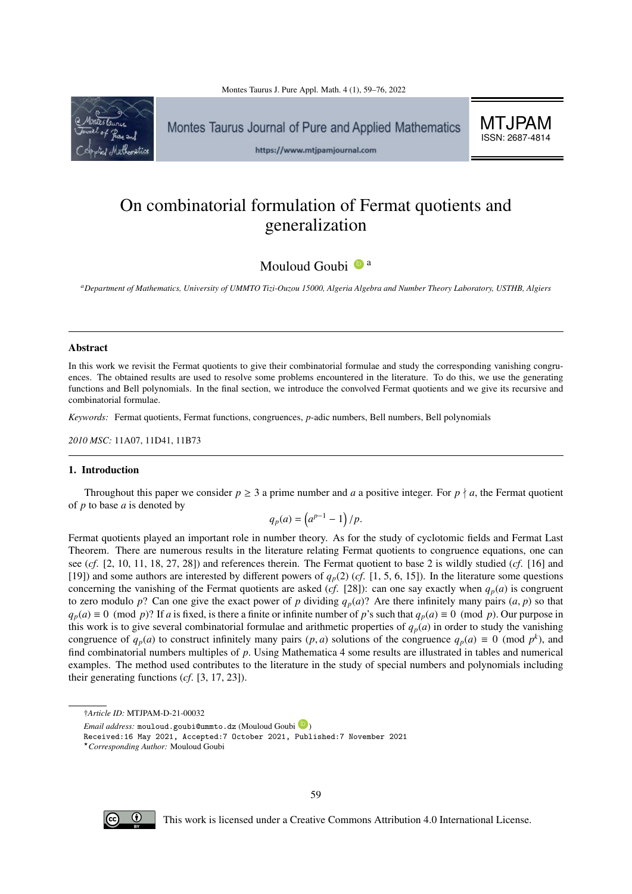# On combinatorial formulation of Fermat quotients and generalization

Mouloud Goubi [a]

[a] *Department of Mathematics, University of UMMTO Tizi-Ouzou 15000, Algeria Algebra and Number Theory Laboratory, USTHB, Algiers*

---

### Abstract

In this work we revisit the Fermat quotients to give their combinatorial formulae and study the corresponding vanishing congruences. The obtained results are used to resolve some problems encountered in the literature. To do this, we use the generating functions and Bell polynomials. In the final section, we introduce the convolved Fermat quotients and we give its recursive and combinatorial formulae.

*Keywords:* Fermat quotients, Fermat functions, congruences, $p$-adic numbers, Bell numbers, Bell polynomials

*2010 MSC:* 11A07, 11D41, 11B73

---

## 1. Introduction

Throughout this paper we consider $p \geq 3$ a prime number and $a$ a positive integer. For $p \nmid a$, the Fermat quotient of $p$ to base $a$ is denoted by

$$q_p(a) = \left(a^{p-1} - 1\right)/p.$$

Fermat quotients played an important role in number theory. As for the study of cyclotomic fields and Fermat Last Theorem. There are numerous results in the literature relating Fermat quotients to congruence equations, one can see (*cf.* [2, 10, 11, 18, 27, 28]) and references therein. The Fermat quotient to base 2 is wildly studied (*cf.* [16] and [19]) and some authors are interested by different powers of $q_p(2)$ (*cf.* [1, 5, 6, 15]). In the literature some questions concerning the vanishing of the Fermat quotients are asked (*cf.* [28]): can one say exactly when $q_p(a)$ is congruent to zero modulo $p$? Can one give the exact power of $p$ dividing $q_p(a)$? Are there infinitely many pairs $(a, p)$ so that $q_p(a) \equiv 0 \pmod p$? If $a$ is fixed, is there a finite or infinite number of $p$'s such that $q_p(a) \equiv 0 \pmod p$. Our purpose in this work is to give several combinatorial formulae and arithmetic properties of $q_p(a)$ in order to study the vanishing congruence of $q_p(a)$ to construct infinitely many pairs $(p, a)$ solutions of the congruence $q_p(a) \equiv 0 \pmod{p^k}$, and find combinatorial numbers multiples of $p$. Using Mathematica 4 some results are illustrated in tables and numerical examples. The method used contributes to the literature in the study of special numbers and polynomials including their generating functions (*cf.* [3, 17, 23]).

---

†*Article ID:* MTJPAM-D-21-00032

*Email address:* mouloud.goubi@ummto.dz (Mouloud Goubi)

Received:16 May 2021, Accepted:7 October 2021, Published:7 November 2021

*Corresponding Author:* Mouloud Goubi

This work is licensed under a Creative Commons Attribution 4.0 International License.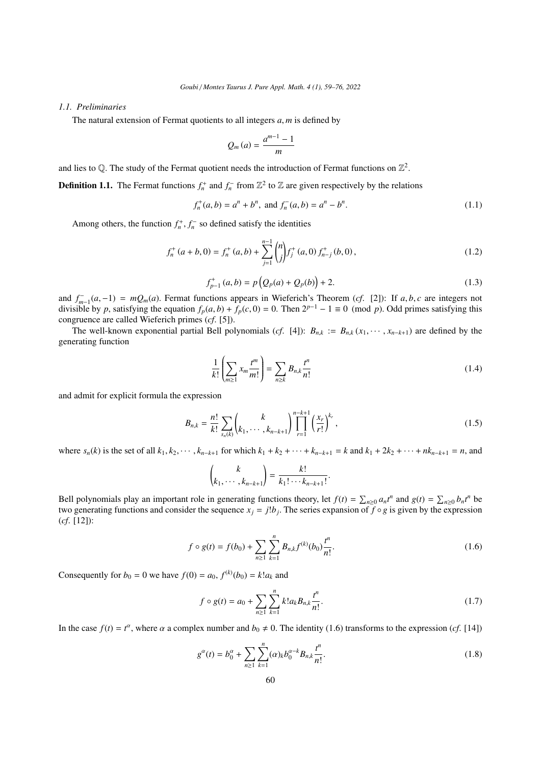### 1.1. Preliminaries

The natural extension of Fermat quotients to all integers $a, m$ is defined by

$$Q_m(a) = \frac{a^{m-1} - 1}{m}$$

and lies to $\mathbb{Q}$. The study of the Fermat quotient needs the introduction of Fermat functions on $\mathbb{Z}^2$.

**Definition 1.1.** The Fermat functions $f_n^+$ and $f_n^-$ from $\mathbb{Z}^2$ to $\mathbb{Z}$ are given respectively by the relations

$$f_n^+(a,b) = a^n + b^n, \text{ and } f_n^-(a,b) = a^n - b^n. \tag{1.1}$$

Among others, the function $f_n^+, f_n^-$ so defined satisfy the identities

$$f_n^+(a+b,0) = f_n^+(a,b) + \sum_{j=1}^{n-1} \binom{n}{j} f_j^+(a,0) f_{n-j}^+(b,0), \tag{1.2}$$

$$f_{p-1}^+(a,b) = p\left(Q_p(a) + Q_p(b)\right) + 2. \tag{1.3}$$

and $f_{m-1}^-(a,-1) = mQ_m(a)$. Fermat functions appears in Wieferich's Theorem (*cf.* [2]): If $a, b, c$ are integers not divisible by $p$, satisfying the equation $f_p(a,b) + f_p(c,0) = 0$. Then $2^{p-1} - 1 \equiv 0 \pmod{p}$. Odd primes satisfying this congruence are called Wieferich primes (*cf.* [5]).

The well-known exponential partial Bell polynomials (*cf.* [4]): $B_{n,k} := B_{n,k}(x_1, \cdots, x_{n-k+1})$ are defined by the generating function

$$\frac{1}{k!}\left(\sum_{m\geq 1} x_m \frac{t^m}{m!}\right) = \sum_{n\geq k} B_{n,k}\frac{t^n}{n!} \tag{1.4}$$

and admit for explicit formula the expression

$$B_{n,k} = \frac{n!}{k!}\sum_{s_n(k)} \binom{k}{k_1, \cdots, k_{n-k+1}} \prod_{r=1}^{n-k+1}\left(\frac{x_r}{r!}\right)^{k_r}, \tag{1.5}$$

where $s_n(k)$ is the set of all $k_1, k_2, \cdots, k_{n-k+1}$ for which $k_1 + k_2 + \cdots + k_{n-k+1} = k$ and $k_1 + 2k_2 + \cdots + nk_{n-k+1} = n$, and

$$\binom{k}{k_1, \cdots, k_{n-k+1}} = \frac{k!}{k_1! \cdots k_{n-k+1}!}.$$

Bell polynomials play an important role in generating functions theory, let $f(t) = \sum_{n\geq 0} a_n t^n$ and $g(t) = \sum_{n\geq 0} b_n t^n$ be two generating functions and consider the sequence $x_j = j! b_j$. The series expansion of $f \circ g$ is given by the expression (*cf.* [12]):

$$f \circ g(t) = f(b_0) + \sum_{n\geq 1}\sum_{k=1}^{n} B_{n,k} f^{(k)}(b_0)\frac{t^n}{n!}. \tag{1.6}$$

Consequently for $b_0 = 0$ we have $f(0) = a_0$, $f^{(k)}(b_0) = k! a_k$ and

$$f \circ g(t) = a_0 + \sum_{n\geq 1}\sum_{k=1}^{n} k! a_k B_{n,k}\frac{t^n}{n!}. \tag{1.7}$$

In the case $f(t) = t^\alpha$, where $\alpha$ a complex number and $b_0 \neq 0$. The identity (1.6) transforms to the expression (*cf.* [14])

$$g^\alpha(t) = b_0^\alpha + \sum_{n\geq 1}\sum_{k=1}^{n} (\alpha)_k b_0^{\alpha-k} B_{n,k}\frac{t^n}{n!}. \tag{1.8}$$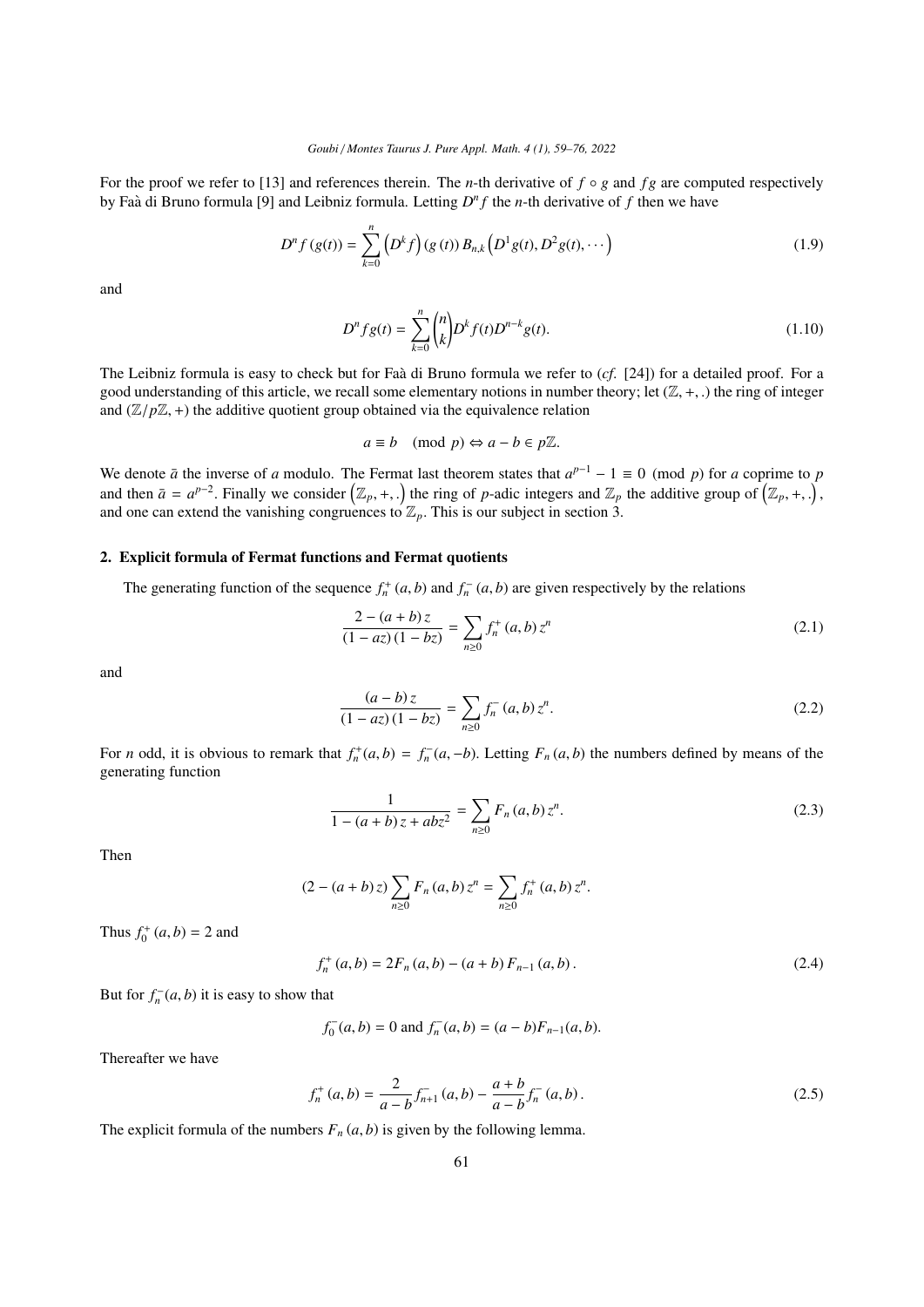For the proof we refer to [13] and references therein. The $n$-th derivative of $f \circ g$ and $fg$ are computed respectively by Faà di Bruno formula [9] and Leibniz formula. Letting $D^n f$ the $n$-th derivative of $f$ then we have

$$D^n f(g(t)) = \sum_{k=0}^{n} \left(D^k f\right)(g(t)) B_{n,k}\left(D^1 g(t), D^2 g(t), \cdots\right) \tag{1.9}$$

and

$$D^n fg(t) = \sum_{k=0}^{n} \binom{n}{k} D^k f(t) D^{n-k} g(t). \tag{1.10}$$

The Leibniz formula is easy to check but for Faà di Bruno formula we refer to (*cf.* [24]) for a detailed proof. For a good understanding of this article, we recall some elementary notions in number theory; let $(\mathbb{Z}, +, .)$ the ring of integer and $(\mathbb{Z}/p\mathbb{Z}, +)$ the additive quotient group obtained via the equivalence relation

$$a \equiv b \pmod{p} \Leftrightarrow a - b \in p\mathbb{Z}.$$

We denote $\bar{a}$ the inverse of $a$ modulo. The Fermat last theorem states that $a^{p-1} - 1 \equiv 0 \pmod{p}$ for $a$ coprime to $p$ and then $\bar{a} = a^{p-2}$. Finally we consider $\left(\mathbb{Z}_p, +, .\right)$ the ring of $p$-adic integers and $\mathbb{Z}_p$ the additive group of $\left(\mathbb{Z}_p, +, .\right)$, and one can extend the vanishing congruences to $\mathbb{Z}_p$. This is our subject in section 3.

## 2. Explicit formula of Fermat functions and Fermat quotients

The generating function of the sequence $f_n^+(a,b)$ and $f_n^-(a,b)$ are given respectively by the relations

$$\frac{2 - (a+b)z}{(1-az)(1-bz)} = \sum_{n \geq 0} f_n^+(a,b) z^n \tag{2.1}$$

and

$$\frac{(a-b)z}{(1-az)(1-bz)} = \sum_{n \geq 0} f_n^-(a,b) z^n. \tag{2.2}$$

For $n$ odd, it is obvious to remark that $f_n^+(a,b) = f_n^-(a,-b)$. Letting $F_n(a,b)$ the numbers defined by means of the generating function

$$\frac{1}{1-(a+b)z + abz^2} = \sum_{n \geq 0} F_n(a,b) z^n. \tag{2.3}$$

Then

$$(2 - (a+b)z) \sum_{n \geq 0} F_n(a,b) z^n = \sum_{n \geq 0} f_n^+(a,b) z^n.$$

Thus $f_0^+(a,b) = 2$ and

$$f_n^+(a,b) = 2F_n(a,b) - (a+b) F_{n-1}(a,b). \tag{2.4}$$

But for $f_n^-(a,b)$ it is easy to show that

$$f_0^-(a,b) = 0 \text{ and } f_n^-(a,b) = (a-b)F_{n-1}(a,b).$$

Thereafter we have

$$f_n^+(a,b) = \frac{2}{a-b} f_{n+1}^-(a,b) - \frac{a+b}{a-b} f_n^-(a,b). \tag{2.5}$$

The explicit formula of the numbers $F_n(a,b)$ is given by the following lemma.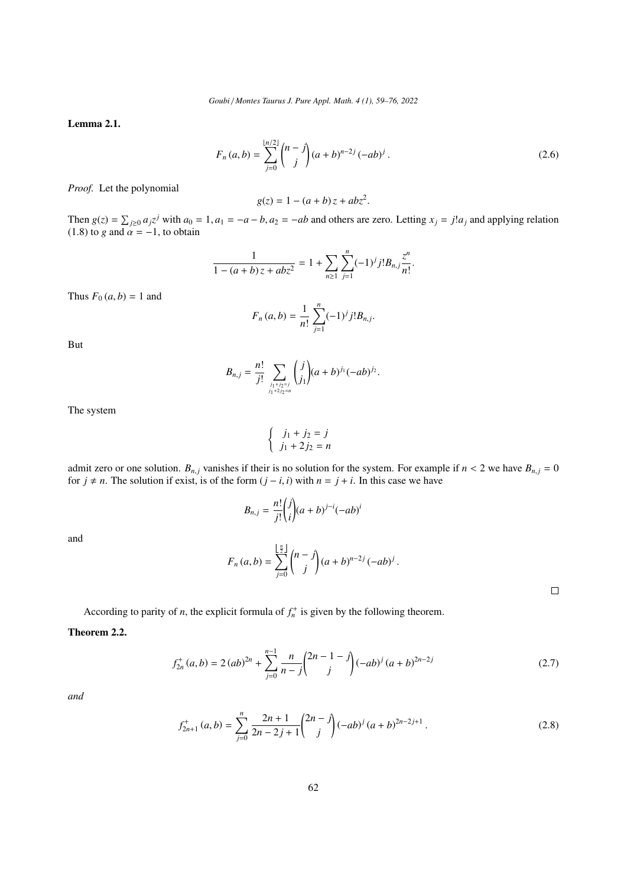**Lemma 2.1.**

$$F_n(a,b) = \sum_{j=0}^{\lfloor n/2 \rfloor} \binom{n-j}{j} (a+b)^{n-2j} (-ab)^j . \tag{2.6}$$

*Proof.* Let the polynomial

$$g(z) = 1 - (a+b)z + abz^2.$$

Then $g(z) = \sum_{j\geq 0} a_j z^j$ with $a_0 = 1, a_1 = -a-b, a_2 = -ab$ and others are zero. Letting $x_j = j!a_j$ and applying relation (1.8) to $g$ and $\alpha = -1$, to obtain

$$\frac{1}{1-(a+b)z+abz^2} = 1 + \sum_{n\geq 1} \sum_{j=1}^{n} (-1)^j j! B_{n,j} \frac{z^n}{n!}.$$

Thus $F_0(a,b) = 1$ and

$$F_n(a,b) = \frac{1}{n!} \sum_{j=1}^{n} (-1)^j j! B_{n,j}.$$

But

$$B_{n,j} = \frac{n!}{j!} \sum_{\substack{j_1+j_2=j \\ j_1+2j_2=n}} \binom{j}{j_1} (a+b)^{j_1} (-ab)^{j_2}.$$

The system

$$\begin{cases} j_1 + j_2 = j \\ j_1 + 2j_2 = n \end{cases}$$

admit zero or one solution. $B_{n,j}$ vanishes if their is no solution for the system. For example if $n < 2$ we have $B_{n,j} = 0$ for $j \neq n$. The solution if exist, is of the form $(j-i, i)$ with $n = j+i$. In this case we have

$$B_{n,j} = \frac{n!}{j!} \binom{j}{i} (a+b)^{j-i} (-ab)^i$$

and

$$F_n(a,b) = \sum_{j=0}^{\lfloor \frac{n}{2} \rfloor} \binom{n-j}{j} (a+b)^{n-2j} (-ab)^j .$$

□

According to parity of $n$, the explicit formula of $f_n^+$ is given by the following theorem.

**Theorem 2.2.**

$$f_{2n}^+(a,b) = 2(ab)^{2n} + \sum_{j=0}^{n-1} \frac{n}{n-j} \binom{2n-1-j}{j} (-ab)^j (a+b)^{2n-2j} \tag{2.7}$$

*and*

$$f_{2n+1}^+(a,b) = \sum_{j=0}^{n} \frac{2n+1}{2n-2j+1} \binom{2n-j}{j} (-ab)^j (a+b)^{2n-2j+1} . \tag{2.8}$$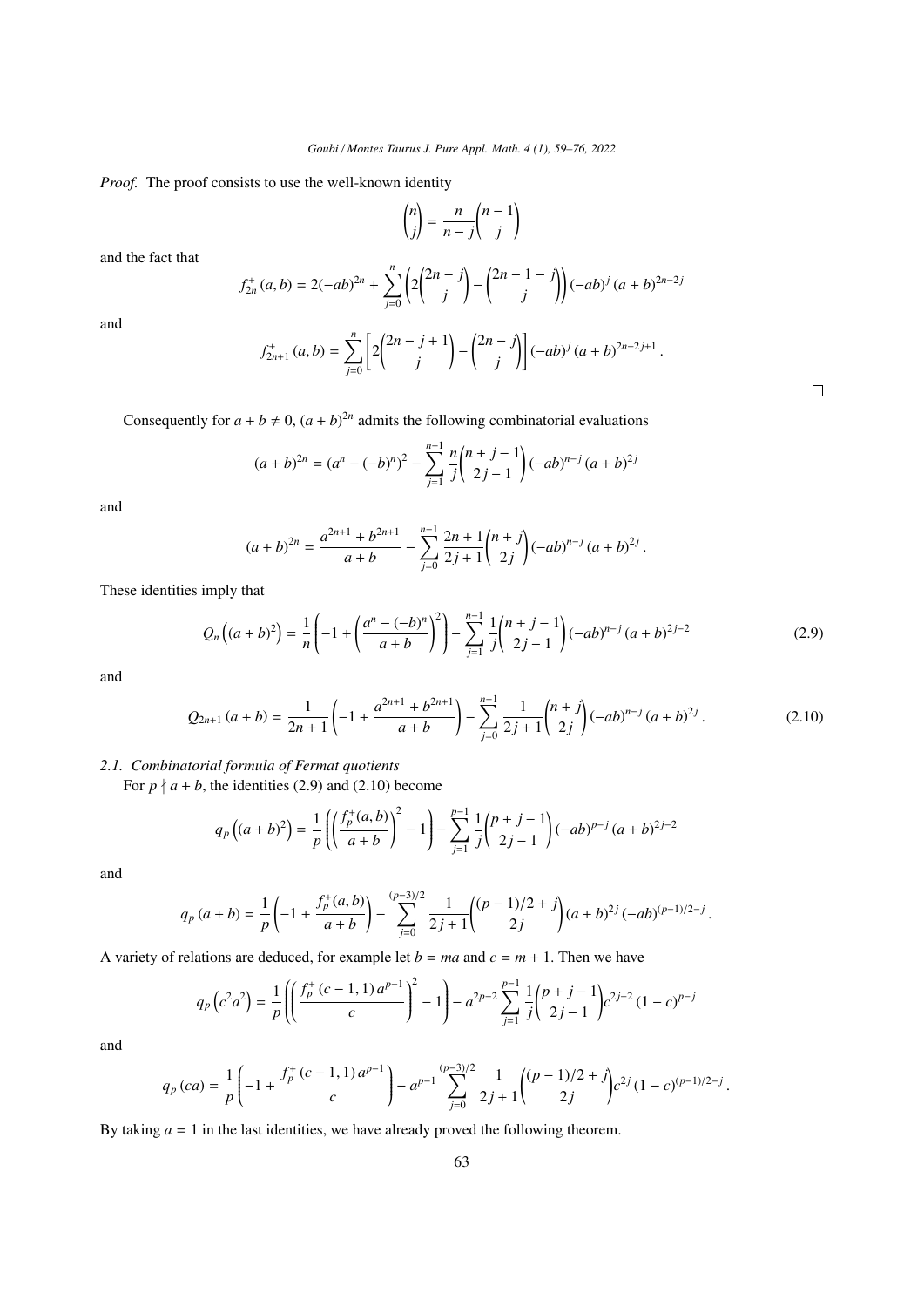*Proof.* The proof consists to use the well-known identity

$$\binom{n}{j} = \frac{n}{n-j}\binom{n-1}{j}$$

and the fact that

$$f^+_{2n}(a,b) = 2(-ab)^{2n} + \sum_{j=0}^{n}\left(2\binom{2n-j}{j} - \binom{2n-1-j}{j}\right)(-ab)^j (a+b)^{2n-2j}$$

and

$$f^+_{2n+1}(a,b) = \sum_{j=0}^{n}\left[2\binom{2n-j+1}{j} - \binom{2n-j}{j}\right](-ab)^j (a+b)^{2n-2j+1}.$$

□

Consequently for $a+b \neq 0$, $(a+b)^{2n}$ admits the following combinatorial evaluations

$$(a+b)^{2n} = (a^n - (-b)^n)^2 - \sum_{j=1}^{n-1}\frac{n}{j}\binom{n+j-1}{2j-1}(-ab)^{n-j}(a+b)^{2j}$$

and

$$(a+b)^{2n} = \frac{a^{2n+1}+b^{2n+1}}{a+b} - \sum_{j=0}^{n-1}\frac{2n+1}{2j+1}\binom{n+j}{2j}(-ab)^{n-j}(a+b)^{2j}.$$

These identities imply that

$$Q_n\left((a+b)^2\right) = \frac{1}{n}\left(-1 + \left(\frac{a^n-(-b)^n}{a+b}\right)^2\right) - \sum_{j=1}^{n-1}\frac{1}{j}\binom{n+j-1}{2j-1}(-ab)^{n-j}(a+b)^{2j-2} \tag{2.9}$$

and

$$Q_{2n+1}(a+b) = \frac{1}{2n+1}\left(-1 + \frac{a^{2n+1}+b^{2n+1}}{a+b}\right) - \sum_{j=0}^{n-1}\frac{1}{2j+1}\binom{n+j}{2j}(-ab)^{n-j}(a+b)^{2j}. \tag{2.10}$$

### 2.1. Combinatorial formula of Fermat quotients

For $p \nmid a+b$, the identities (2.9) and (2.10) become

$$q_p\left((a+b)^2\right) = \frac{1}{p}\left(\left(\frac{f^+_p(a,b)}{a+b}\right)^2 - 1\right) - \sum_{j=1}^{p-1}\frac{1}{j}\binom{p+j-1}{2j-1}(-ab)^{p-j}(a+b)^{2j-2}$$

and

$$q_p(a+b) = \frac{1}{p}\left(-1 + \frac{f^+_p(a,b)}{a+b}\right) - \sum_{j=0}^{(p-3)/2}\frac{1}{2j+1}\binom{(p-1)/2+j}{2j}(a+b)^{2j}(-ab)^{(p-1)/2-j}.$$

A variety of relations are deduced, for example let $b = ma$ and $c = m+1$. Then we have

$$q_p\left(c^2a^2\right) = \frac{1}{p}\left(\left(\frac{f^+_p(c-1,1)\,a^{p-1}}{c}\right)^2 - 1\right) - a^{2p-2}\sum_{j=1}^{p-1}\frac{1}{j}\binom{p+j-1}{2j-1}c^{2j-2}(1-c)^{p-j}$$

and

$$q_p(ca) = \frac{1}{p}\left(-1 + \frac{f^+_p(c-1,1)\,a^{p-1}}{c}\right) - a^{p-1}\sum_{j=0}^{(p-3)/2}\frac{1}{2j+1}\binom{(p-1)/2+j}{2j}c^{2j}(1-c)^{(p-1)/2-j}.$$

By taking $a = 1$ in the last identities, we have already proved the following theorem.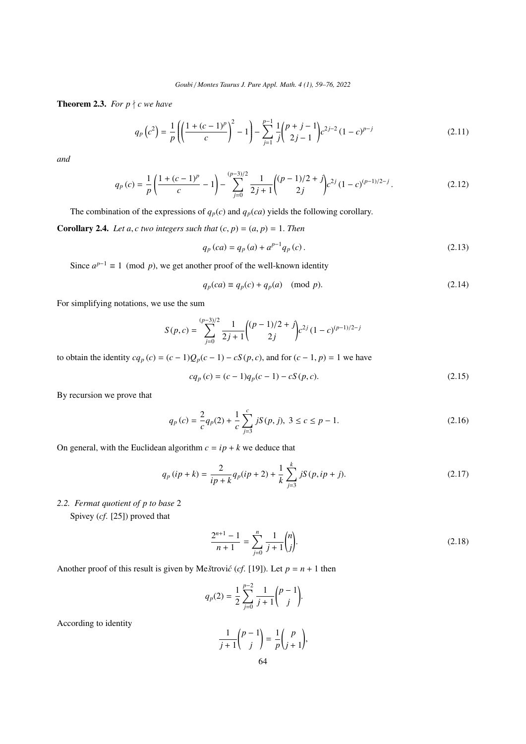**Theorem 2.3.** *For $p \nmid c$ we have*

$$q_p\left(c^2\right) = \frac{1}{p}\left(\left(\frac{1+(c-1)^p}{c}\right)^2 - 1\right) - \sum_{j=1}^{p-1} \frac{1}{j}\binom{p+j-1}{2j-1} c^{2j-2}(1-c)^{p-j} \tag{2.11}$$

*and*

$$q_p(c) = \frac{1}{p}\left(\frac{1+(c-1)^p}{c} - 1\right) - \sum_{j=0}^{(p-3)/2} \frac{1}{2j+1}\binom{(p-1)/2+j}{2j} c^{2j}(1-c)^{(p-1)/2-j}. \tag{2.12}$$

The combination of the expressions of $q_p(c)$ and $q_p(ca)$ yields the following corollary.

**Corollary 2.4.** *Let $a, c$ two integers such that $(c, p) = (a, p) = 1$. Then*

$$q_p(ca) = q_p(a) + a^{p-1} q_p(c). \tag{2.13}$$

Since $a^{p-1} \equiv 1 \pmod p$, we get another proof of the well-known identity

$$q_p(ca) \equiv q_p(c) + q_p(a) \pmod p. \tag{2.14}$$

For simplifying notations, we use the sum

$$S(p, c) = \sum_{j=0}^{(p-3)/2} \frac{1}{2j+1}\binom{(p-1)/2+j}{2j} c^{2j}(1-c)^{(p-1)/2-j}$$

to obtain the identity $cq_p(c) = (c-1)Q_p(c-1) - cS(p, c)$, and for $(c-1, p) = 1$ we have

$$cq_p(c) = (c-1)q_p(c-1) - cS(p, c). \tag{2.15}$$

By recursion we prove that

$$q_p(c) = \frac{2}{c} q_p(2) + \frac{1}{c}\sum_{j=3}^{c} jS(p, j),\ 3 \leq c \leq p-1. \tag{2.16}$$

On general, with the Euclidean algorithm $c = ip + k$ we deduce that

$$q_p(ip+k) = \frac{2}{ip+k} q_p(ip+2) + \frac{1}{k}\sum_{j=3}^{k} jS(p, ip+j). \tag{2.17}$$

### 2.2. Fermat quotient of $p$ to base 2

Spivey (*cf.* [25]) proved that

$$\frac{2^{n+1}-1}{n+1} = \sum_{j=0}^{n} \frac{1}{j+1}\binom{n}{j}. \tag{2.18}$$

Another proof of this result is given by Meštrović (*cf.* [19]). Let $p = n+1$ then

$$q_p(2) = \frac{1}{2}\sum_{j=0}^{p-2} \frac{1}{j+1}\binom{p-1}{j}.$$

According to identity

$$\frac{1}{j+1}\binom{p-1}{j} = \frac{1}{p}\binom{p}{j+1},$$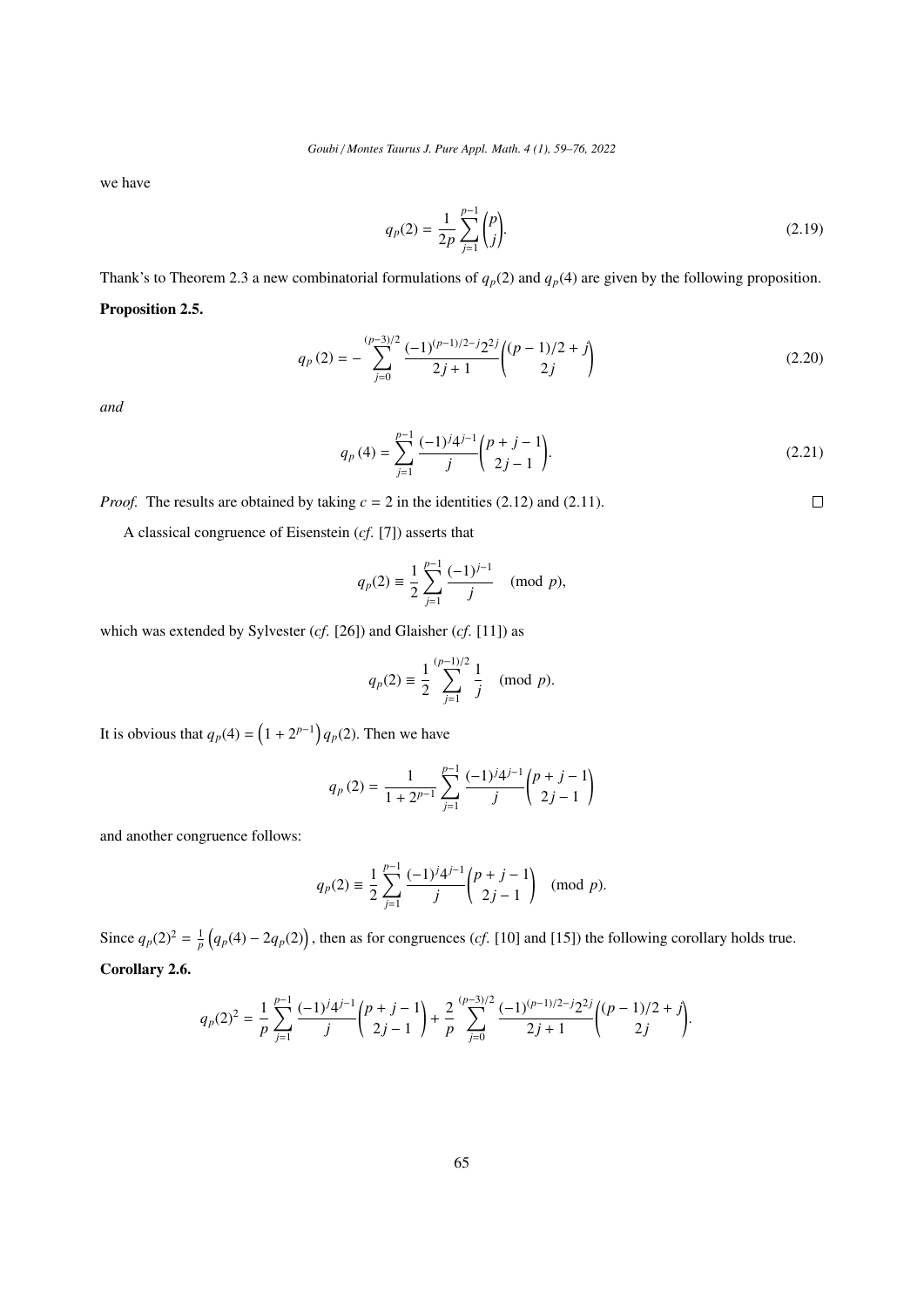we have

$$q_p(2) = \frac{1}{2p}\sum_{j=1}^{p-1}\binom{p}{j}. \tag{2.19}$$

Thank's to Theorem 2.3 a new combinatorial formulations of $q_p(2)$ and $q_p(4)$ are given by the following proposition.

**Proposition 2.5.**

$$q_p\left(2\right) = -\sum_{j=0}^{(p-3)/2}\frac{(-1)^{(p-1)/2-j}2^{2j}}{2j+1}\binom{(p-1)/2+j}{2j} \tag{2.20}$$

*and*

$$q_p\left(4\right) = \sum_{j=1}^{p-1}\frac{(-1)^j4^{j-1}}{j}\binom{p+j-1}{2j-1}. \tag{2.21}$$

*Proof.* The results are obtained by taking $c = 2$ in the identities (2.12) and (2.11). □

A classical congruence of Eisenstein (*cf.* [7]) asserts that

$$q_p(2) \equiv \frac{1}{2}\sum_{j=1}^{p-1}\frac{(-1)^{j-1}}{j} \pmod{p},$$

which was extended by Sylvester (*cf.* [26]) and Glaisher (*cf.* [11]) as

$$q_p(2) \equiv \frac{1}{2}\sum_{j=1}^{(p-1)/2}\frac{1}{j} \pmod{p}.$$

It is obvious that $q_p(4) = \left(1+2^{p-1}\right)q_p(2)$. Then we have

$$q_p\left(2\right) = \frac{1}{1+2^{p-1}}\sum_{j=1}^{p-1}\frac{(-1)^j4^{j-1}}{j}\binom{p+j-1}{2j-1}$$

and another congruence follows:

$$q_p(2) \equiv \frac{1}{2}\sum_{j=1}^{p-1}\frac{(-1)^j4^{j-1}}{j}\binom{p+j-1}{2j-1} \pmod{p}.$$

Since $q_p(2)^2 = \frac{1}{p}\left(q_p(4) - 2q_p(2)\right)$, then as for congruences (*cf.* [10] and [15]) the following corollary holds true.

**Corollary 2.6.**

$$q_p(2)^2 = \frac{1}{p}\sum_{j=1}^{p-1}\frac{(-1)^j4^{j-1}}{j}\binom{p+j-1}{2j-1} + \frac{2}{p}\sum_{j=0}^{(p-3)/2}\frac{(-1)^{(p-1)/2-j}2^{2j}}{2j+1}\binom{(p-1)/2+j}{2j}.$$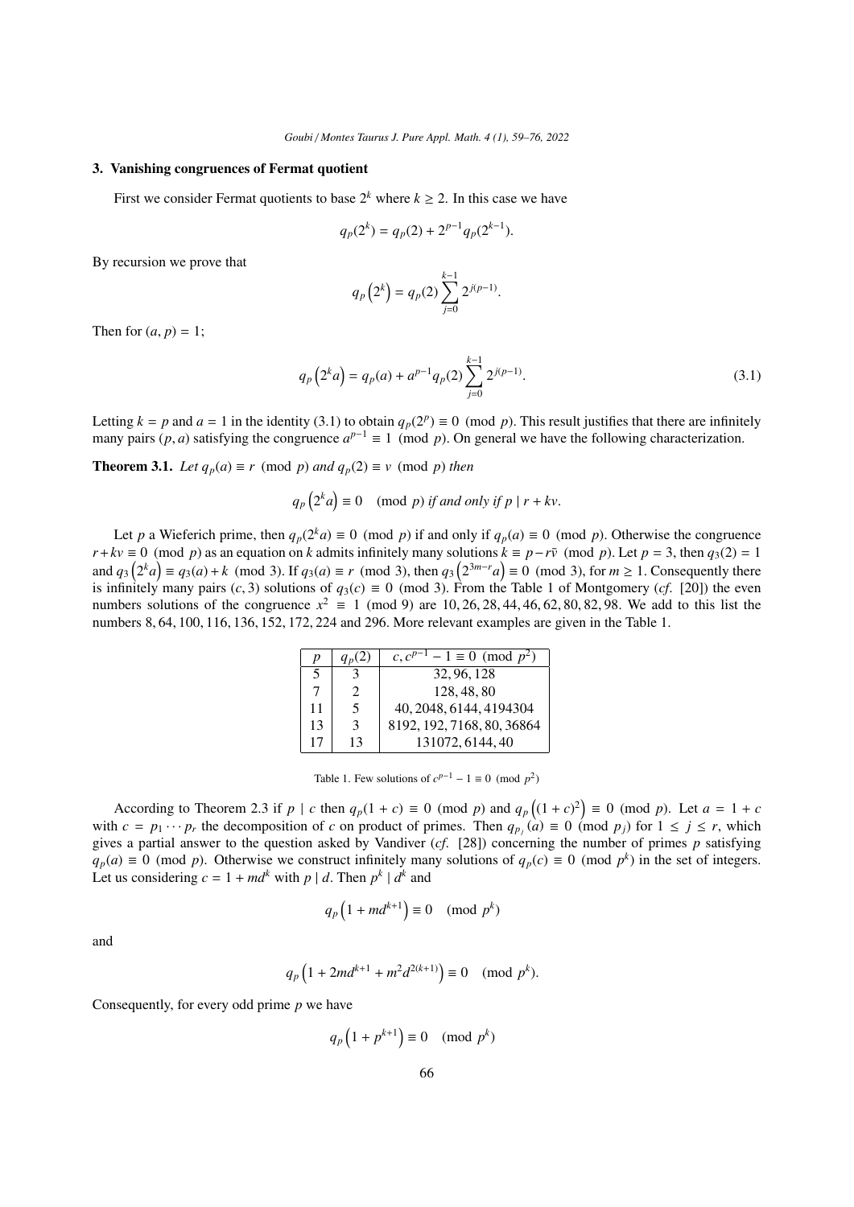## 3. Vanishing congruences of Fermat quotient

First we consider Fermat quotients to base $2^k$ where $k \geq 2$. In this case we have

$$q_p(2^k) = q_p(2) + 2^{p-1} q_p(2^{k-1}).$$

By recursion we prove that

$$q_p\left(2^k\right) = q_p(2) \sum_{j=0}^{k-1} 2^{j(p-1)}.$$

Then for $(a, p) = 1$;

$$q_p\left(2^k a\right) = q_p(a) + a^{p-1} q_p(2) \sum_{j=0}^{k-1} 2^{j(p-1)}. \tag{3.1}$$

Letting $k = p$ and $a = 1$ in the identity (3.1) to obtain $q_p(2^p) \equiv 0 \pmod p$. This result justifies that there are infinitely many pairs $(p, a)$ satisfying the congruence $a^{p-1} \equiv 1 \pmod p$. On general we have the following characterization.

**Theorem 3.1.** *Let $q_p(a) \equiv r \pmod p$ and $q_p(2) \equiv v \pmod p$ then*

$$q_p\left(2^k a\right) \equiv 0 \pmod p \text{ if and only if } p \mid r + kv.$$

Let $p$ a Wieferich prime, then $q_p(2^k a) \equiv 0 \pmod p$ if and only if $q_p(a) \equiv 0 \pmod p$. Otherwise the congruence $r + kv \equiv 0 \pmod p$ as an equation on $k$ admits infinitely many solutions $k \equiv p - r\bar{v} \pmod p$. Let $p = 3$, then $q_3(2) = 1$ and $q_3\left(2^k a\right) \equiv q_3(a) + k \pmod 3$. If $q_3(a) \equiv r \pmod 3$, then $q_3\left(2^{3m-r} a\right) \equiv 0 \pmod 3$, for $m \geq 1$. Consequently there is infinitely many pairs $(c, 3)$ solutions of $q_3(c) \equiv 0 \pmod 3$. From the Table 1 of Montgomery (*cf.* [20]) the even numbers solutions of the congruence $x^2 \equiv 1 \pmod 9$ are $10, 26, 28, 44, 46, 62, 80, 82, 98$. We add to this list the numbers $8, 64, 100, 116, 136, 152, 172, 224$ and $296$. More relevant examples are given in the Table 1.

| $p$ | $q_p(2)$ | $c, c^{p-1} - 1 \equiv 0 \pmod{p^2}$ |
|---|---|---|
| 5 | 3 | $32, 96, 128$ |
| 7 | 2 | $128, 48, 80$ |
| 11 | 5 | $40, 2048, 6144, 4194304$ |
| 13 | 3 | $8192, 192, 7168, 80, 36864$ |
| 17 | 13 | $131072, 6144, 40$ |

Table 1. Few solutions of $c^{p-1} - 1 \equiv 0 \pmod{p^2}$

According to Theorem 2.3 if $p \mid c$ then $q_p(1 + c) \equiv 0 \pmod p$ and $q_p\left((1 + c)^2\right) \equiv 0 \pmod p$. Let $a = 1 + c$ with $c = p_1 \cdots p_r$ the decomposition of $c$ on product of primes. Then $q_{p_j}(a) \equiv 0 \pmod{p_j}$ for $1 \leq j \leq r$, which gives a partial answer to the question asked by Vandiver (*cf.* [28]) concerning the number of primes $p$ satisfying $q_p(a) \equiv 0 \pmod p$. Otherwise we construct infinitely many solutions of $q_p(c) \equiv 0 \pmod{p^k}$ in the set of integers. Let us considering $c = 1 + md^k$ with $p \mid d$. Then $p^k \mid d^k$ and

$$q_p\left(1 + md^{k+1}\right) \equiv 0 \pmod{p^k}$$

and

$$q_p\left(1 + 2md^{k+1} + m^2 d^{2(k+1)}\right) \equiv 0 \pmod{p^k}.$$

Consequently, for every odd prime $p$ we have

$$q_p\left(1 + p^{k+1}\right) \equiv 0 \pmod{p^k}$$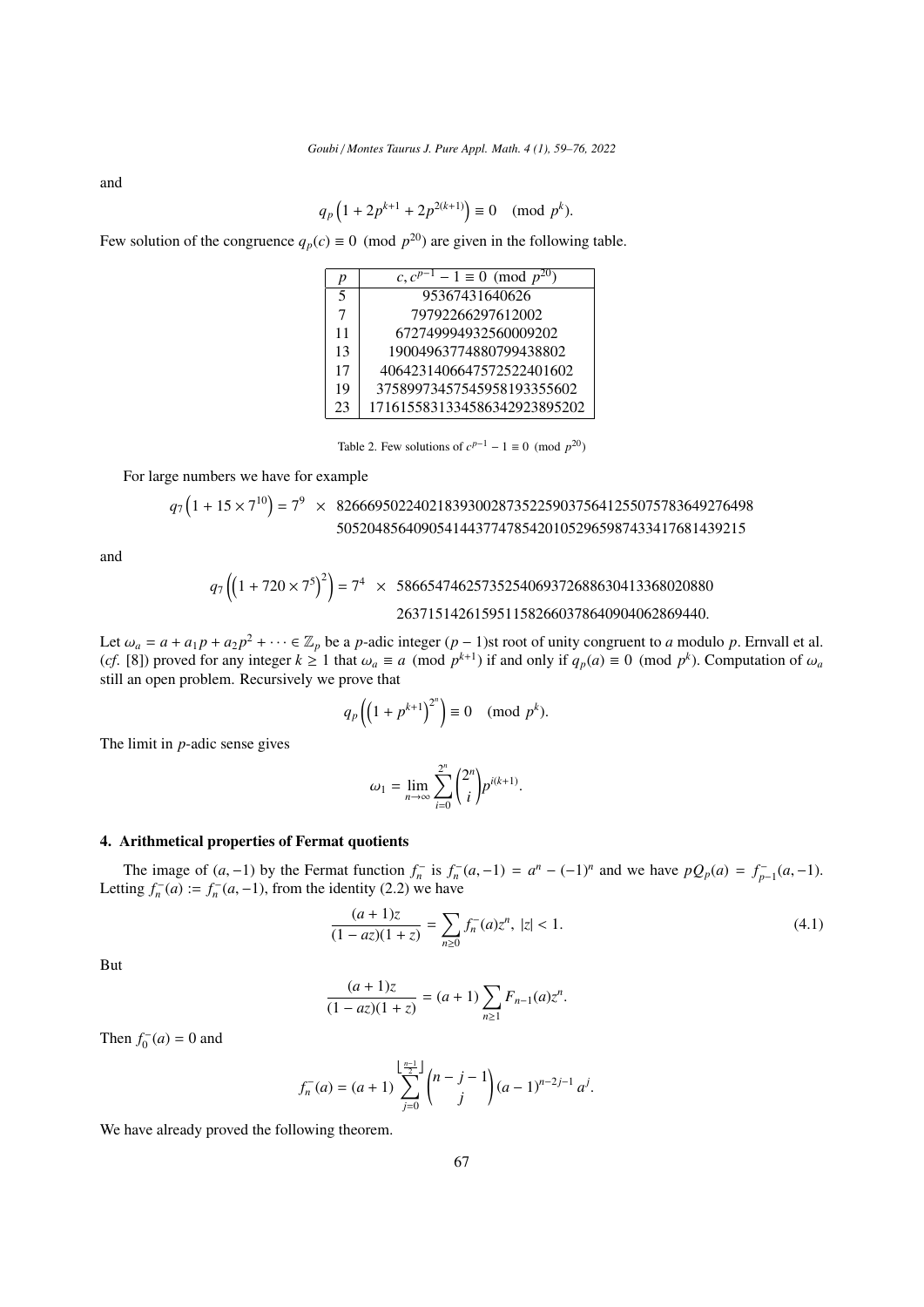and

$$q_p\left(1+2p^{k+1}+2p^{2(k+1)}\right)\equiv 0 \pmod{p^k}.$$

Few solution of the congruence $q_p(c)\equiv 0 \pmod{p^{20}}$ are given in the following table.

| $p$ | $c, c^{p-1}-1\equiv 0 \pmod{p^{20}}$ |
|---|---|
| 5 | 95367431640626 |
| 7 | 79792266297612002 |
| 11 | 672749994932560009202 |
| 13 | 19004963774880799438802 |
| 17 | 4064231406647572522401602 |
| 19 | 37589973457545958193355602 |
| 23 | 1716155831334586342923895202 |

Table 2. Few solutions of $c^{p-1}-1\equiv 0 \pmod{p^{20}}$

For large numbers we have for example

$$q_7\left(1+15\times 7^{10}\right)=7^9 \times \begin{array}{l}826669502240218393002873522590375641255075783649276498\\ 50520485640905414437747854201052965987433417681439215\end{array}$$

and

$$q_7\left(\left(1+720\times 7^5\right)^2\right)=7^4 \times \begin{array}{l}58665474625735254069372688630413368020880\\ 263715142615951158266037864090406286944 0.\end{array}$$

Let $\omega_a=a+a_1p+a_2p^2+\cdots\in\mathbb{Z}_p$ be a $p$-adic integer $(p-1)$st root of unity congruent to $a$ modulo $p$. Ernvall et al. (*cf.* [8]) proved for any integer $k\geq 1$ that $\omega_a\equiv a \pmod{p^{k+1}}$ if and only if $q_p(a)\equiv 0 \pmod{p^k}$. Computation of $\omega_a$ still an open problem. Recursively we prove that

$$q_p\left(\left(1+p^{k+1}\right)^{2^n}\right)\equiv 0 \pmod{p^k}.$$

The limit in $p$-adic sense gives

$$\omega_1=\lim_{n\to\infty}\sum_{i=0}^{2^n}\binom{2^n}{i}p^{i(k+1)}.$$

## 4. Arithmetical properties of Fermat quotients

The image of $(a,-1)$ by the Fermat function $f_n^-$ is $f_n^-(a,-1)=a^n-(-1)^n$ and we have $pQ_p(a)=f_{p-1}^-(a,-1)$. Letting $f_n^-(a):=f_n^-(a,-1)$, from the identity (2.2) we have

$$\frac{(a+1)z}{(1-az)(1+z)}=\sum_{n\geq 0}f_n^-(a)z^n,\ |z|<1. \tag{4.1}$$

But

$$\frac{(a+1)z}{(1-az)(1+z)}=(a+1)\sum_{n\geq 1}F_{n-1}(a)z^n.$$

Then $f_0^-(a)=0$ and

$$f_n^-(a)=(a+1)\sum_{j=0}^{\lfloor\frac{n-1}{2}\rfloor}\binom{n-j-1}{j}(a-1)^{n-2j-1}a^j.$$

We have already proved the following theorem.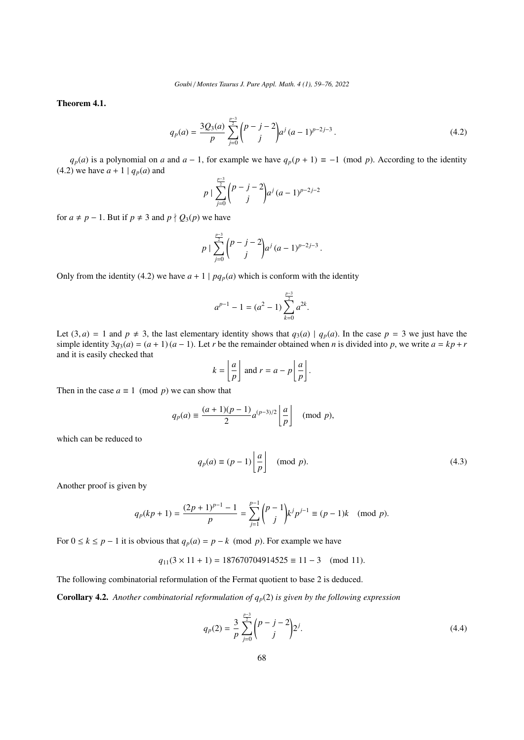**Theorem 4.1.**

$$q_p(a) = \frac{3Q_3(a)}{p} \sum_{j=0}^{\frac{p-3}{2}} \binom{p-j-2}{j} a^j (a-1)^{p-2j-3}. \tag{4.2}$$

$q_p(a)$ is a polynomial on $a$ and $a-1$, for example we have $q_p(p+1) \equiv -1 \pmod{p}$. According to the identity (4.2) we have $a+1 \mid q_p(a)$ and

$$p \mid \sum_{j=0}^{\frac{p-3}{2}} \binom{p-j-2}{j} a^j (a-1)^{p-2j-2}$$

for $a \neq p-1$. But if $p \neq 3$ and $p \nmid Q_3(p)$ we have

$$p \mid \sum_{j=0}^{\frac{p-3}{2}} \binom{p-j-2}{j} a^j (a-1)^{p-2j-3}.$$

Only from the identity (4.2) we have $a+1 \mid pq_p(a)$ which is conform with the identity

$$a^{p-1} - 1 = (a^2-1) \sum_{k=0}^{\frac{p-3}{2}} a^{2k}.$$

Let $(3, a) = 1$ and $p \neq 3$, the last elementary identity shows that $q_3(a) \mid q_p(a)$. In the case $p = 3$ we just have the simple identity $3q_3(a) = (a+1)(a-1)$. Let $r$ be the remainder obtained when $n$ is divided into $p$, we write $a = kp + r$ and it is easily checked that

$$k = \left\lfloor \frac{a}{p} \right\rfloor \text{ and } r = a - p \left\lfloor \frac{a}{p} \right\rfloor.$$

Then in the case $a \equiv 1 \pmod{p}$ we can show that

$$q_p(a) \equiv \frac{(a+1)(p-1)}{2} a^{(p-3)/2} \left\lfloor \frac{a}{p} \right\rfloor \pmod{p},$$

which can be reduced to

$$q_p(a) \equiv (p-1) \left\lfloor \frac{a}{p} \right\rfloor \pmod{p}. \tag{4.3}$$

Another proof is given by

$$q_p(kp+1) = \frac{(2p+1)^{p-1} - 1}{p} = \sum_{j=1}^{p-1} \binom{p-1}{j} k^j p^{j-1} \equiv (p-1)k \pmod{p}.$$

For $0 \leq k \leq p-1$ it is obvious that $q_p(a) = p - k \pmod{p}$. For example we have

$$q_{11}(3 \times 11 + 1) = 187670704914525 \equiv 11 - 3 \pmod{11}.$$

The following combinatorial reformulation of the Fermat quotient to base 2 is deduced.

**Corollary 4.2.** *Another combinatorial reformulation of $q_p(2)$ is given by the following expression*

$$q_p(2) = \frac{3}{p} \sum_{j=0}^{\frac{p-3}{2}} \binom{p-j-2}{j} 2^j. \tag{4.4}$$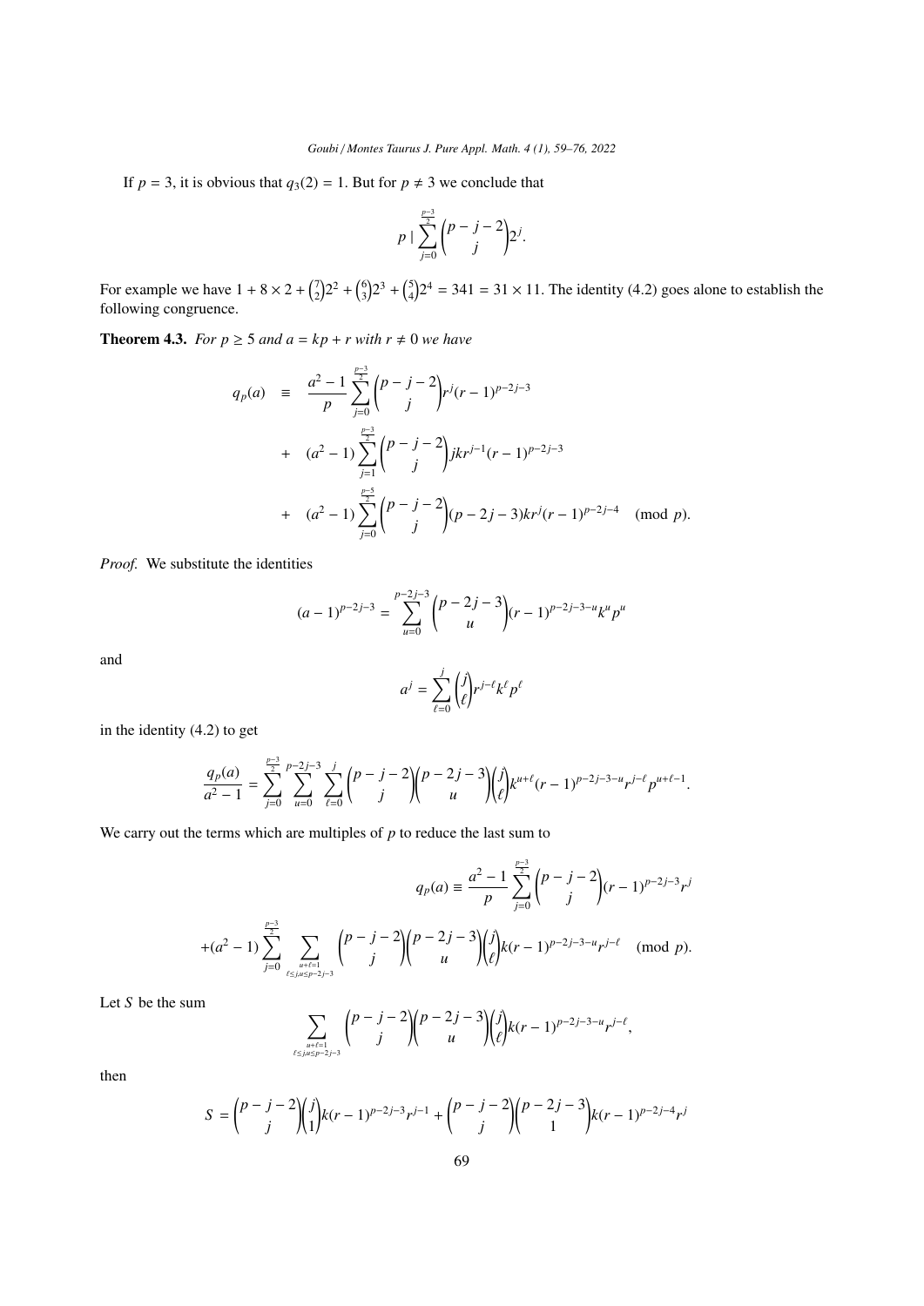If $p = 3$, it is obvious that $q_3(2) = 1$. But for $p \neq 3$ we conclude that

$$p \mid \sum_{j=0}^{\frac{p-3}{2}} \binom{p-j-2}{j} 2^j.$$

For example we have $1 + 8 \times 2 + \binom{7}{2} 2^2 + \binom{6}{3} 2^3 + \binom{5}{4} 2^4 = 341 = 31 \times 11$. The identity (4.2) goes alone to establish the following congruence.

**Theorem 4.3.** *For $p \geq 5$ and $a = kp + r$ with $r \neq 0$ we have*

$$\begin{aligned} q_p(a) &\equiv \frac{a^2-1}{p} \sum_{j=0}^{\frac{p-3}{2}} \binom{p-j-2}{j} r^j (r-1)^{p-2j-3} \\ &+ (a^2-1) \sum_{j=1}^{\frac{p-3}{2}} \binom{p-j-2}{j} jkr^{j-1}(r-1)^{p-2j-3} \\ &+ (a^2-1) \sum_{j=0}^{\frac{p-5}{2}} \binom{p-j-2}{j} (p-2j-3)kr^j(r-1)^{p-2j-4} \pmod{p}. \end{aligned}$$

*Proof.* We substitute the identities

$$(a-1)^{p-2j-3} = \sum_{u=0}^{p-2j-3} \binom{p-2j-3}{u} (r-1)^{p-2j-3-u} k^u p^u$$

and

$$a^j = \sum_{\ell=0}^{j} \binom{j}{\ell} r^{j-\ell} k^\ell p^\ell$$

in the identity (4.2) to get

$$\frac{q_p(a)}{a^2-1} = \sum_{j=0}^{\frac{p-3}{2}} \sum_{u=0}^{p-2j-3} \sum_{\ell=0}^{j} \binom{p-j-2}{j}\binom{p-2j-3}{u}\binom{j}{\ell} k^{u+\ell}(r-1)^{p-2j-3-u} r^{j-\ell} p^{u+\ell-1}.$$

We carry out the terms which are multiples of $p$ to reduce the last sum to

$$q_p(a) \equiv \frac{a^2-1}{p} \sum_{j=0}^{\frac{p-3}{2}} \binom{p-j-2}{j} (r-1)^{p-2j-3} r^j$$

$$+(a^2-1) \sum_{j=0}^{\frac{p-3}{2}} \sum_{\substack{u+\ell=1 \\ \ell \leq j, u \leq p-2j-3}} \binom{p-j-2}{j}\binom{p-2j-3}{u}\binom{j}{\ell} k (r-1)^{p-2j-3-u} r^{j-\ell} \pmod{p}.$$

Let $S$ be the sum

$$\sum_{\substack{u+\ell=1 \\ \ell \leq j, u \leq p-2j-3}} \binom{p-j-2}{j}\binom{p-2j-3}{u}\binom{j}{\ell} k (r-1)^{p-2j-3-u} r^{j-\ell},$$

then

$$S = \binom{p-j-2}{j}\binom{j}{1} k (r-1)^{p-2j-3} r^{j-1} + \binom{p-j-2}{j}\binom{p-2j-3}{1} k (r-1)^{p-2j-4} r^j$$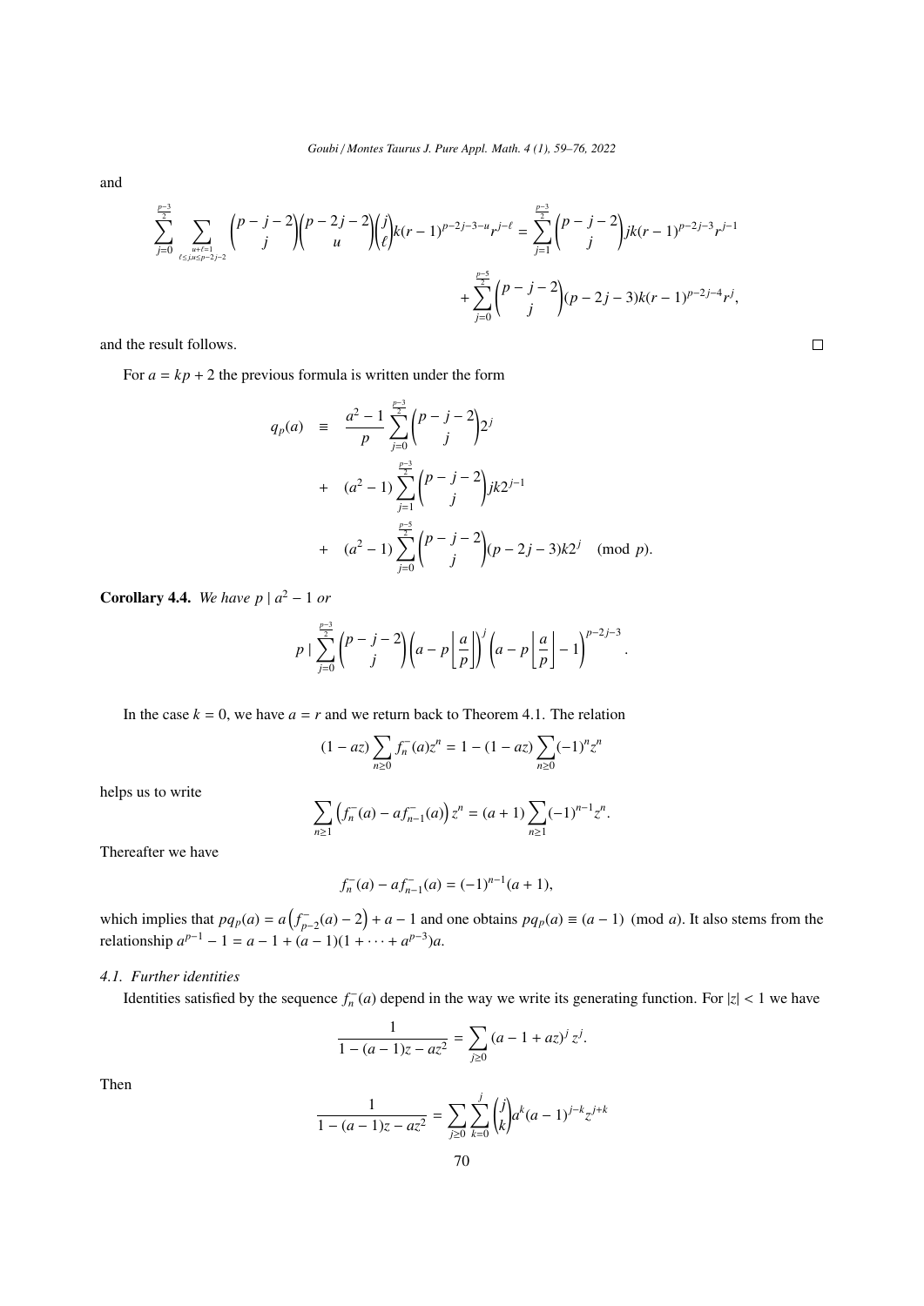and

$$\sum_{j=0}^{\frac{p-3}{2}} \sum_{\substack{u+\ell=1\\ \ell\leq j, u\leq p-2j-2}} \binom{p-j-2}{j}\binom{p-2j-2}{u}\binom{j}{\ell} k(r-1)^{p-2j-3-u} r^{j-\ell} = \sum_{j=1}^{\frac{p-3}{2}} \binom{p-j-2}{j} jk(r-1)^{p-2j-3} r^{j-1}$$
$$+ \sum_{j=0}^{\frac{p-5}{2}} \binom{p-j-2}{j} (p-2j-3)k(r-1)^{p-2j-4} r^{j},$$

and the result follows. $\square$

For $a = kp + 2$ the previous formula is written under the form

$$\begin{aligned}
q_p(a) &\equiv \frac{a^2-1}{p} \sum_{j=0}^{\frac{p-3}{2}} \binom{p-j-2}{j} 2^j \\
&+ (a^2-1) \sum_{j=1}^{\frac{p-3}{2}} \binom{p-j-2}{j} jk 2^{j-1} \\
&+ (a^2-1) \sum_{j=0}^{\frac{p-5}{2}} \binom{p-j-2}{j} (p-2j-3)k 2^{j} \pmod p.
\end{aligned}$$

**Corollary 4.4.** *We have* $p \mid a^2 - 1$ *or*

$$p \mid \sum_{j=0}^{\frac{p-3}{2}} \binom{p-j-2}{j} \left(a - p\left\lfloor \frac{a}{p} \right\rfloor\right)^j \left(a - p\left\lfloor \frac{a}{p} \right\rfloor - 1\right)^{p-2j-3}.$$

In the case $k = 0$, we have $a = r$ and we return back to Theorem 4.1. The relation

$$(1-az)\sum_{n\geq 0} f_n^-(a) z^n = 1 - (1-az)\sum_{n\geq 0} (-1)^n z^n$$

helps us to write

$$\sum_{n\geq 1} \left(f_n^-(a) - a f_{n-1}^-(a)\right) z^n = (a+1)\sum_{n\geq 1} (-1)^{n-1} z^n.$$

Thereafter we have

$$f_n^-(a) - a f_{n-1}^-(a) = (-1)^{n-1}(a+1),$$

which implies that $pq_p(a) = a\left(f_{p-2}^-(a) - 2\right) + a - 1$ and one obtains $pq_p(a) \equiv (a-1) \pmod a$. It also stems from the relationship $a^{p-1} - 1 = a - 1 + (a-1)(1 + \cdots + a^{p-3})a$.

### 4.1. Further identities

Identities satisfied by the sequence $f_n^-(a)$ depend in the way we write its generating function. For $|z| < 1$ we have

$$\frac{1}{1-(a-1)z - az^2} = \sum_{j\geq 0} (a - 1 + az)^j z^j.$$

Then

$$\frac{1}{1-(a-1)z - az^2} = \sum_{j\geq 0} \sum_{k=0}^{j} \binom{j}{k} a^k (a-1)^{j-k} z^{j+k}$$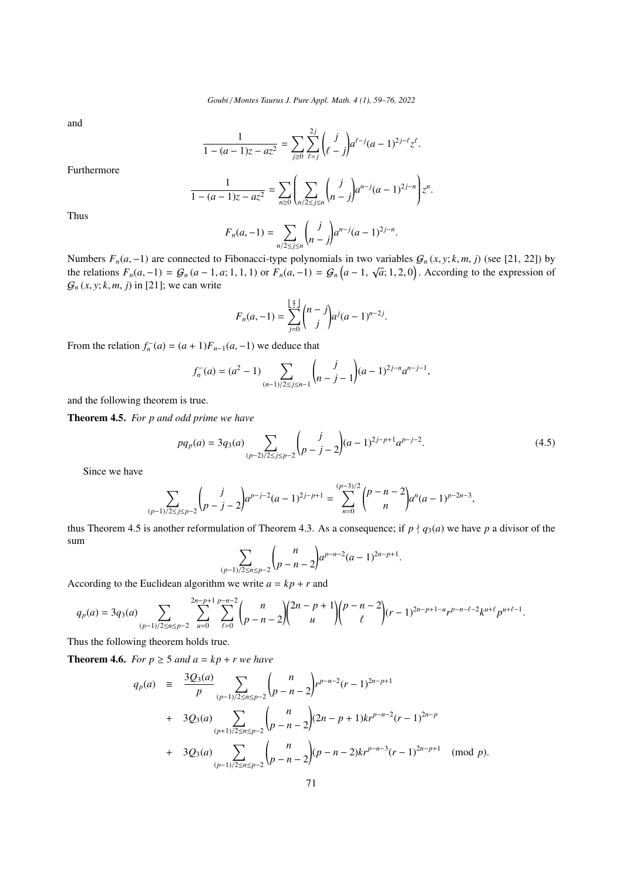and

$$\frac{1}{1-(a-1)z-az^2} = \sum_{j\geq 0}\sum_{\ell=j}^{2j}\binom{j}{\ell-j}a^{\ell-j}(a-1)^{2j-\ell}z^{\ell}.$$

Furthermore

$$\frac{1}{1-(a-1)z-az^2} = \sum_{n\geq 0}\left(\sum_{n/2\leq j\leq n}\binom{j}{n-j}a^{n-j}(a-1)^{2j-n}\right)z^n.$$

Thus

$$F_n(a,-1) = \sum_{n/2\leq j\leq n}\binom{j}{n-j}a^{n-j}(a-1)^{2j-n}.$$

Numbers $F_n(a,-1)$ are connected to Fibonacci-type polynomials in two variables $\mathcal{G}_n(x,y;k,m,j)$ (see [21, 22]) by the relations $F_n(a,-1) = \mathcal{G}_n(a-1,a;1,1,1)$ or $F_n(a,-1) = \mathcal{G}_n\left(a-1,\sqrt{a};1,2,0\right)$. According to the expression of $\mathcal{G}_n(x,y;k,m,j)$ in [21]; we can write

$$F_n(a,-1) = \sum_{j=0}^{\lfloor \frac{n}{2}\rfloor}\binom{n-j}{j}a^j(a-1)^{n-2j}.$$

From the relation $f_n^-(a) = (a+1)F_{n-1}(a,-1)$ we deduce that

$$f_n^-(a) = (a^2-1)\sum_{(n-1)/2\leq j\leq n-1}\binom{j}{n-j-1}(a-1)^{2j-n}a^{n-j-1},$$

and the following theorem is true.

**Theorem 4.5.** *For $p$ and odd prime we have*

$$pq_p(a) = 3q_3(a)\sum_{(p-2)/2\leq j\leq p-2}\binom{j}{p-j-2}(a-1)^{2j-p+1}a^{p-j-2}. \tag{4.5}$$

Since we have

$$\sum_{(p-1)/2\leq j\leq p-2}\binom{j}{p-j-2}a^{p-j-2}(a-1)^{2j-p+1} = \sum_{n=0}^{(p-3)/2}\binom{p-n-2}{n}a^n(a-1)^{p-2n-3},$$

thus Theorem 4.5 is another reformulation of Theorem 4.3. As a consequence; if $p\nmid q_3(a)$ we have $p$ a divisor of the sum

$$\sum_{(p-1)/2\leq n\leq p-2}\binom{n}{p-n-2}a^{p-n-2}(a-1)^{2n-p+1}.$$

According to the Euclidean algorithm we write $a = kp+r$ and

$$q_p(a) = 3q_3(a)\sum_{(p-1)/2\leq n\leq p-2}\sum_{u=0}^{2n-p+1}\sum_{\ell=0}^{p-n-2}\binom{n}{p-n-2}\binom{2n-p+1}{u}\binom{p-n-2}{\ell}(r-1)^{2n-p+1-u}r^{p-n-\ell-2}k^{u+\ell}p^{u+\ell-1}.$$

Thus the following theorem holds true.

**Theorem 4.6.** *For $p\geq 5$ and $a = kp+r$ we have*

$$\begin{aligned}
q_p(a) \equiv\ & \frac{3Q_3(a)}{p}\sum_{(p-1)/2\leq n\leq p-2}\binom{n}{p-n-2}r^{p-n-2}(r-1)^{2n-p+1}\\
&+\ 3Q_3(a)\sum_{(p+1)/2\leq n\leq p-2}\binom{n}{p-n-2}(2n-p+1)kr^{p-n-2}(r-1)^{2n-p}\\
&+\ 3Q_3(a)\sum_{(p-1)/2\leq n\leq p-2}\binom{n}{p-n-2}(p-n-2)kr^{p-n-3}(r-1)^{2n-p+1} \pmod{p}.
\end{aligned}$$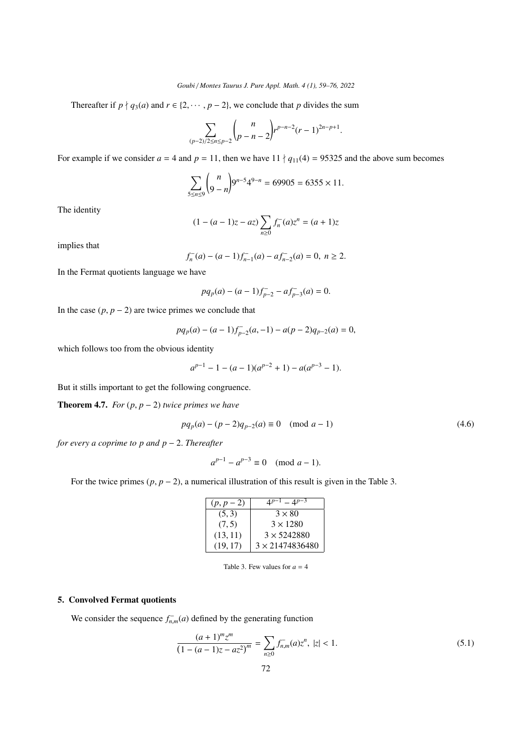Thereafter if $p \nmid q_3(a)$ and $r \in \{2, \cdots, p-2\}$, we conclude that $p$ divides the sum

$$\sum_{(p-2)/2 \leq n \leq p-2} \binom{n}{p-n-2} r^{p-n-2}(r-1)^{2n-p+1}.$$

For example if we consider $a = 4$ and $p = 11$, then we have $11 \nmid q_{11}(4) = 95325$ and the above sum becomes

$$\sum_{5 \leq n \leq 9} \binom{n}{9-n} 9^{n-5} 4^{9-n} = 69905 = 6355 \times 11.$$

The identity

$$(1-(a-1)z - az) \sum_{n \geq 0} f_n^-(a) z^n = (a+1)z$$

implies that

$$f_n^-(a) - (a-1) f_{n-1}^-(a) - a f_{n-2}^-(a) = 0, \ n \geq 2.$$

In the Fermat quotients language we have

$$p q_p(a) - (a-1) f_{p-2}^- - a f_{p-3}^-(a) = 0.$$

In the case $(p, p-2)$ are twice primes we conclude that

$$p q_p(a) - (a-1) f_{p-2}^-(a, -1) - a(p-2) q_{p-2}(a) = 0,$$

which follows too from the obvious identity

$$a^{p-1} - 1 - (a-1)(a^{p-2}+1) - a(a^{p-3}-1).$$

But it stills important to get the following congruence.

**Theorem 4.7.** *For $(p, p-2)$ twice primes we have*

$$p q_p(a) - (p-2) q_{p-2}(a) \equiv 0 \pmod{a-1} \tag{4.6}$$

*for every $a$ coprime to $p$ and $p-2$. Thereafter*

$$a^{p-1} - a^{p-3} \equiv 0 \pmod{a-1}.$$

For the twice primes $(p, p-2)$, a numerical illustration of this result is given in the Table 3.

| $(p, p-2)$ | $4^{p-1} - 4^{p-3}$ |
|---|---|
| $(5, 3)$ | $3 \times 80$ |
| $(7, 5)$ | $3 \times 1280$ |
| $(13, 11)$ | $3 \times 5242880$ |
| $(19, 17)$ | $3 \times 21474836480$ |

Table 3. Few values for $a = 4$

## 5. Convolved Fermat quotients

We consider the sequence $f_{n,m}^-(a)$ defined by the generating function

$$\frac{(a+1)^m z^m}{\left(1-(a-1)z - az^2\right)^m} = \sum_{n \geq 0} f_{n,m}^-(a) z^n, \ |z| < 1. \tag{5.1}$$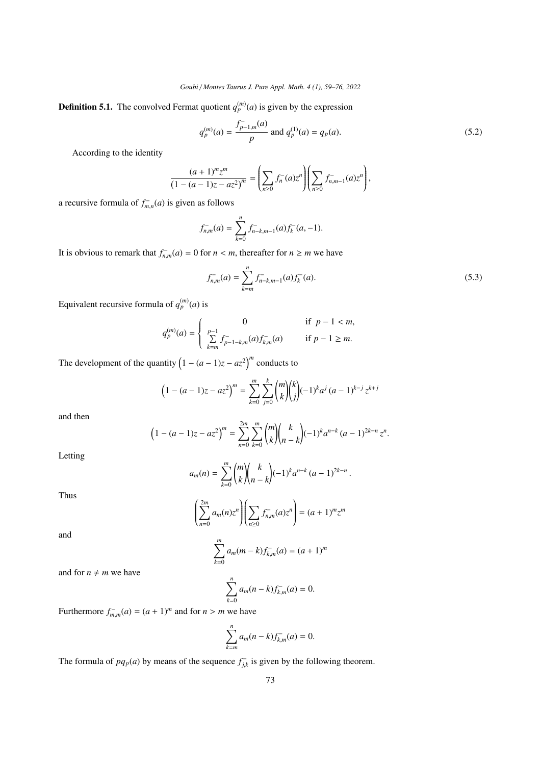**Definition 5.1.** The convolved Fermat quotient $q_p^{(m)}(a)$ is given by the expression

$$q_p^{(m)}(a) = \frac{f^-_{p-1,m}(a)}{p} \text{ and } q_p^{(1)}(a) = q_p(a). \tag{5.2}$$

According to the identity

$$\frac{(a+1)^m z^m}{\left(1-(a-1)z-az^2\right)^m} = \left(\sum_{n\geq 0} f_n^-(a) z^n\right)\left(\sum_{n\geq 0} f^-_{n,m-1}(a) z^n\right),$$

a recursive formula of $f^-_{m,n}(a)$ is given as follows

$$f^-_{n,m}(a) = \sum_{k=0}^{n} f^-_{n-k,m-1}(a) f_k^-(a,-1).$$

It is obvious to remark that $f^-_{n,m}(a) = 0$ for $n < m$, thereafter for $n \geq m$ we have

$$f^-_{n,m}(a) = \sum_{k=m}^{n} f^-_{n-k,m-1}(a) f_k^-(a). \tag{5.3}$$

Equivalent recursive formula of $q_p^{(m)}(a)$ is

$$q_p^{(m)}(a) = \begin{cases} 0 & \text{if } \; p-1 < m, \\ \sum\limits_{k=m}^{p-1} f^-_{p-1-k,m}(a) f^-_{k,m}(a) & \text{if } \; p-1 \geq m. \end{cases}$$

The development of the quantity $\left(1-(a-1)z-az^2\right)^m$ conducts to

$$\left(1-(a-1)z-az^2\right)^m = \sum_{k=0}^{m}\sum_{j=0}^{k}\binom{m}{k}\binom{k}{j}(-1)^k a^j \,(a-1)^{k-j} \, z^{k+j}$$

and then

$$\left(1-(a-1)z-az^2\right)^m = \sum_{n=0}^{2m}\sum_{k=0}^{m}\binom{m}{k}\binom{k}{n-k}(-1)^k a^{n-k} \,(a-1)^{2k-n} \, z^{n}.$$

Letting

$$a_m(n) = \sum_{k=0}^{m}\binom{m}{k}\binom{k}{n-k}(-1)^k a^{n-k} \,(a-1)^{2k-n}.$$

Thus

$$\left(\sum_{n=0}^{2m} a_m(n) z^n\right)\left(\sum_{n\geq 0} f^-_{n,m}(a) z^n\right) = (a+1)^m z^m$$

and

$$\sum_{k=0}^{m} a_m(m-k) f^-_{k,m}(a) = (a+1)^m$$

and for $n \neq m$ we have

$$\sum_{k=0}^{n} a_m(n-k) f^-_{k,m}(a) = 0.$$

Furthermore $f^-_{m,m}(a) = (a+1)^m$ and for $n > m$ we have

$$\sum_{k=m}^{n} a_m(n-k) f^-_{k,m}(a) = 0.$$

The formula of $pq_p(a)$ by means of the sequence $f^-_{j,k}$ is given by the following theorem.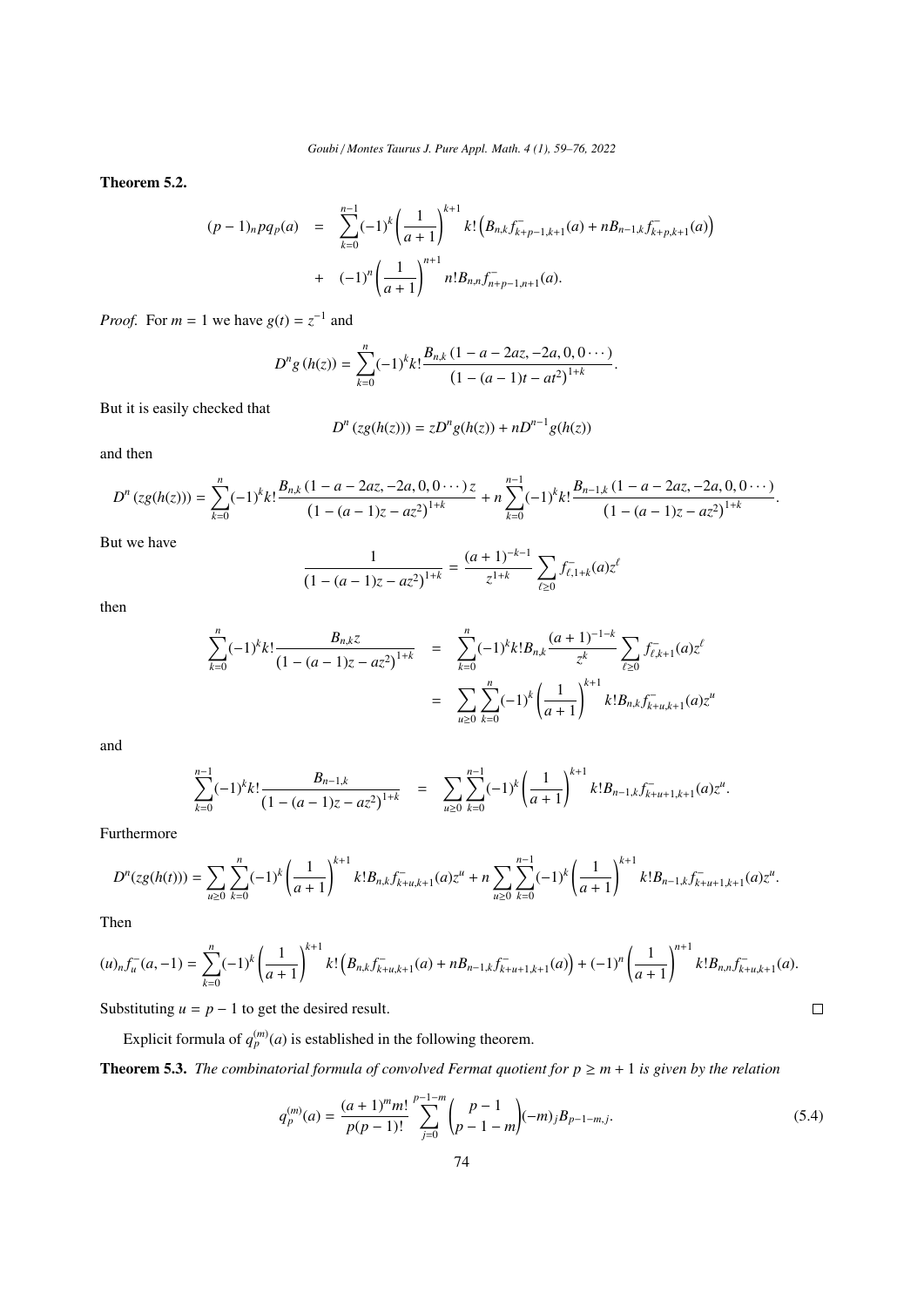**Theorem 5.2.**

$$
\begin{aligned}
(p-1)_n p q_p(a) &= \sum_{k=0}^{n-1}(-1)^k\left(\frac{1}{a+1}\right)^{k+1} k!\left(B_{n,k} f^{-}_{k+p-1,k+1}(a) + nB_{n-1,k} f^{-}_{k+p,k+1}(a)\right) \\
&+ (-1)^n\left(\frac{1}{a+1}\right)^{n+1} n! B_{n,n} f^{-}_{n+p-1,n+1}(a).
\end{aligned}
$$

*Proof.* For $m=1$ we have $g(t)=z^{-1}$ and

$$
D^n g(h(z)) = \sum_{k=0}^{n}(-1)^k k! \frac{B_{n,k}\left(1-a-2az,-2a,0,0\cdots\right)}{\left(1-(a-1)t-at^2\right)^{1+k}}.
$$

But it is easily checked that

$$
D^n\left(zg(h(z))\right) = zD^n g(h(z)) + nD^{n-1}g(h(z))
$$

and then

$$
D^n\left(zg(h(z))\right) = \sum_{k=0}^{n}(-1)^k k! \frac{B_{n,k}\left(1-a-2az,-2a,0,0\cdots\right)z}{\left(1-(a-1)z-az^2\right)^{1+k}} + n\sum_{k=0}^{n-1}(-1)^k k! \frac{B_{n-1,k}\left(1-a-2az,-2a,0,0\cdots\right)}{\left(1-(a-1)z-az^2\right)^{1+k}}.
$$

But we have

$$
\frac{1}{\left(1-(a-1)z-az^2\right)^{1+k}} = \frac{(a+1)^{-k-1}}{z^{1+k}}\sum_{\ell\geq 0} f^{-}_{\ell,1+k}(a) z^{\ell}
$$

then

$$
\begin{aligned}
\sum_{k=0}^{n}(-1)^k k! \frac{B_{n,k} z}{\left(1-(a-1)z-az^2\right)^{1+k}} &= \sum_{k=0}^{n}(-1)^k k! B_{n,k}\frac{(a+1)^{-1-k}}{z^k}\sum_{\ell\geq 0} f^{-}_{\ell,k+1}(a) z^{\ell} \\
&= \sum_{u\geq 0}\sum_{k=0}^{n}(-1)^k\left(\frac{1}{a+1}\right)^{k+1} k! B_{n,k} f^{-}_{k+u,k+1}(a) z^u
\end{aligned}
$$

and

$$
\sum_{k=0}^{n-1}(-1)^k k! \frac{B_{n-1,k}}{\left(1-(a-1)z-az^2\right)^{1+k}} = \sum_{u\geq 0}\sum_{k=0}^{n-1}(-1)^k\left(\frac{1}{a+1}\right)^{k+1} k! B_{n-1,k} f^{-}_{k+u+1,k+1}(a) z^u.
$$

Furthermore

$$
D^n(zg(h(t))) = \sum_{u\geq 0}\sum_{k=0}^{n}(-1)^k\left(\frac{1}{a+1}\right)^{k+1} k! B_{n,k} f^{-}_{k+u,k+1}(a) z^u + n\sum_{u\geq 0}\sum_{k=0}^{n-1}(-1)^k\left(\frac{1}{a+1}\right)^{k+1} k! B_{n-1,k} f^{-}_{k+u+1,k+1}(a) z^u.
$$

Then

$$
(u)_n f^{-}_u(a,-1) = \sum_{k=0}^{n}(-1)^k\left(\frac{1}{a+1}\right)^{k+1} k!\left(B_{n,k} f^{-}_{k+u,k+1}(a) + nB_{n-1,k} f^{-}_{k+u+1,k+1}(a)\right) + (-1)^n\left(\frac{1}{a+1}\right)^{n+1} k! B_{n,n} f^{-}_{k+u,k+1}(a).
$$

Substituting $u=p-1$ to get the desired result. $\square$

Explicit formula of $q_p^{(m)}(a)$ is established in the following theorem.

**Theorem 5.3.** *The combinatorial formula of convolved Fermat quotient for $p\geq m+1$ is given by the relation*

$$
q_p^{(m)}(a) = \frac{(a+1)^m m!}{p(p-1)!}\sum_{j=0}^{p-1-m}\binom{p-1}{p-1-m}(-m)_j B_{p-1-m,j}. \tag{5.4}
$$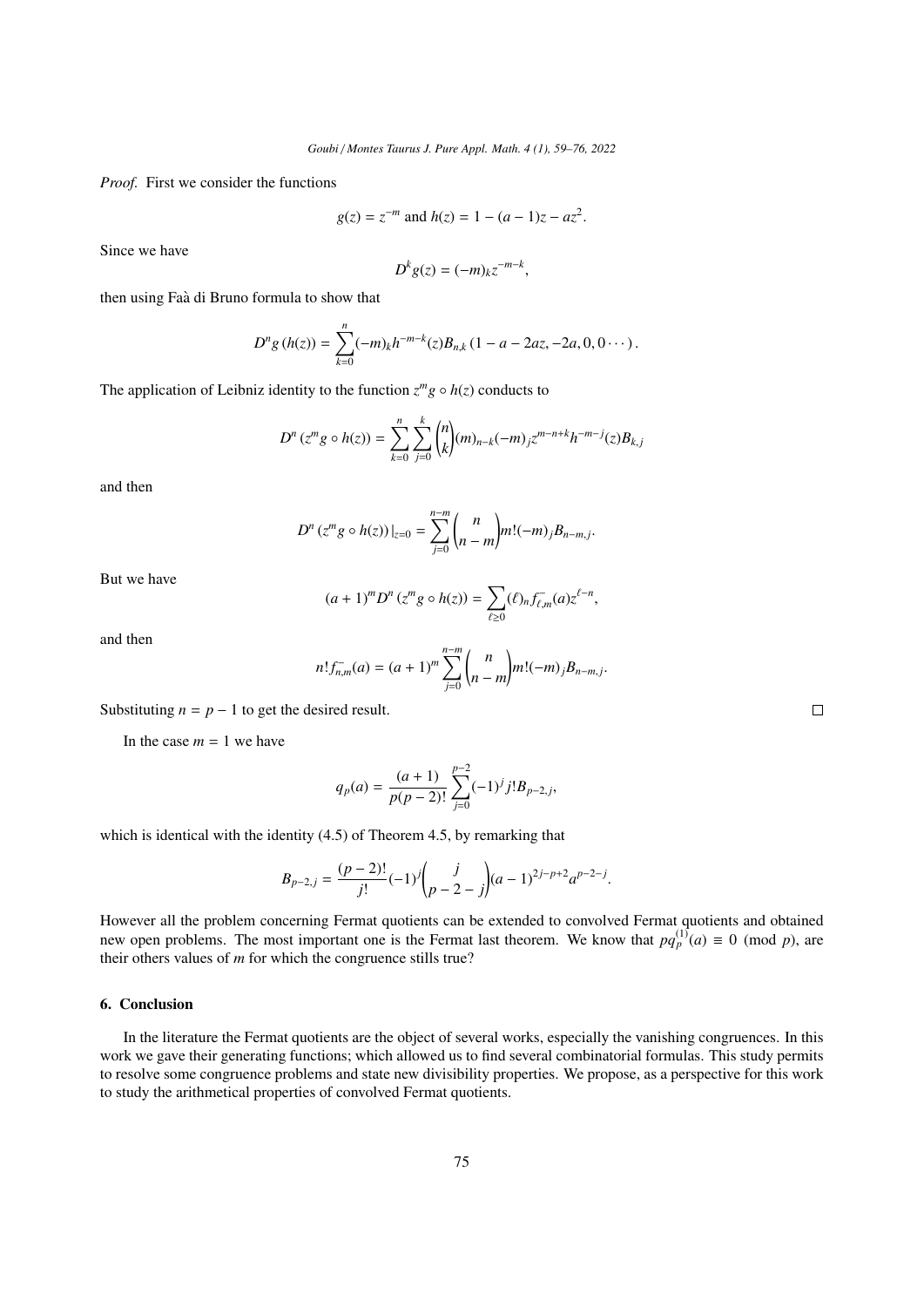*Proof.* First we consider the functions

$$g(z) = z^{-m} \text{ and } h(z) = 1 - (a-1)z - az^2.$$

Since we have

$$D^k g(z) = (-m)_k z^{-m-k},$$

then using Faà di Bruno formula to show that

$$D^n g(h(z)) = \sum_{k=0}^{n} (-m)_k h^{-m-k}(z) B_{n,k}(1 - a - 2az, -2a, 0, 0 \cdots).$$

The application of Leibniz identity to the function $z^m g \circ h(z)$ conducts to

$$D^n(z^m g \circ h(z)) = \sum_{k=0}^{n} \sum_{j=0}^{k} \binom{n}{k} (m)_{n-k} (-m)_j z^{m-n+k} h^{-m-j}(z) B_{k,j}$$

and then

$$D^n(z^m g \circ h(z))|_{z=0} = \sum_{j=0}^{n-m} \binom{n}{n-m} m! (-m)_j B_{n-m,j}.$$

But we have

$$(a+1)^m D^n(z^m g \circ h(z)) = \sum_{\ell \geq 0} (\ell)_n f^{-}_{\ell,m}(a) z^{\ell - n},$$

and then

$$n! f^{-}_{n,m}(a) = (a+1)^m \sum_{j=0}^{n-m} \binom{n}{n-m} m! (-m)_j B_{n-m,j}.$$

Substituting $n = p - 1$ to get the desired result. $\square$

In the case $m = 1$ we have

$$q_p(a) = \frac{(a+1)}{p(p-2)!} \sum_{j=0}^{p-2} (-1)^j j! B_{p-2,j},$$

which is identical with the identity (4.5) of Theorem 4.5, by remarking that

$$B_{p-2,j} = \frac{(p-2)!}{j!} (-1)^j \binom{j}{p-2-j} (a-1)^{2j-p+2} a^{p-2-j}.$$

However all the problem concerning Fermat quotients can be extended to convolved Fermat quotients and obtained new open problems. The most important one is the Fermat last theorem. We know that $pq_p^{(1)}(a) \equiv 0 \pmod{p}$, are their others values of $m$ for which the congruence stills true?

## 6. Conclusion

In the literature the Fermat quotients are the object of several works, especially the vanishing congruences. In this work we gave their generating functions; which allowed us to find several combinatorial formulas. This study permits to resolve some congruence problems and state new divisibility properties. We propose, as a perspective for this work to study the arithmetical properties of convolved Fermat quotients.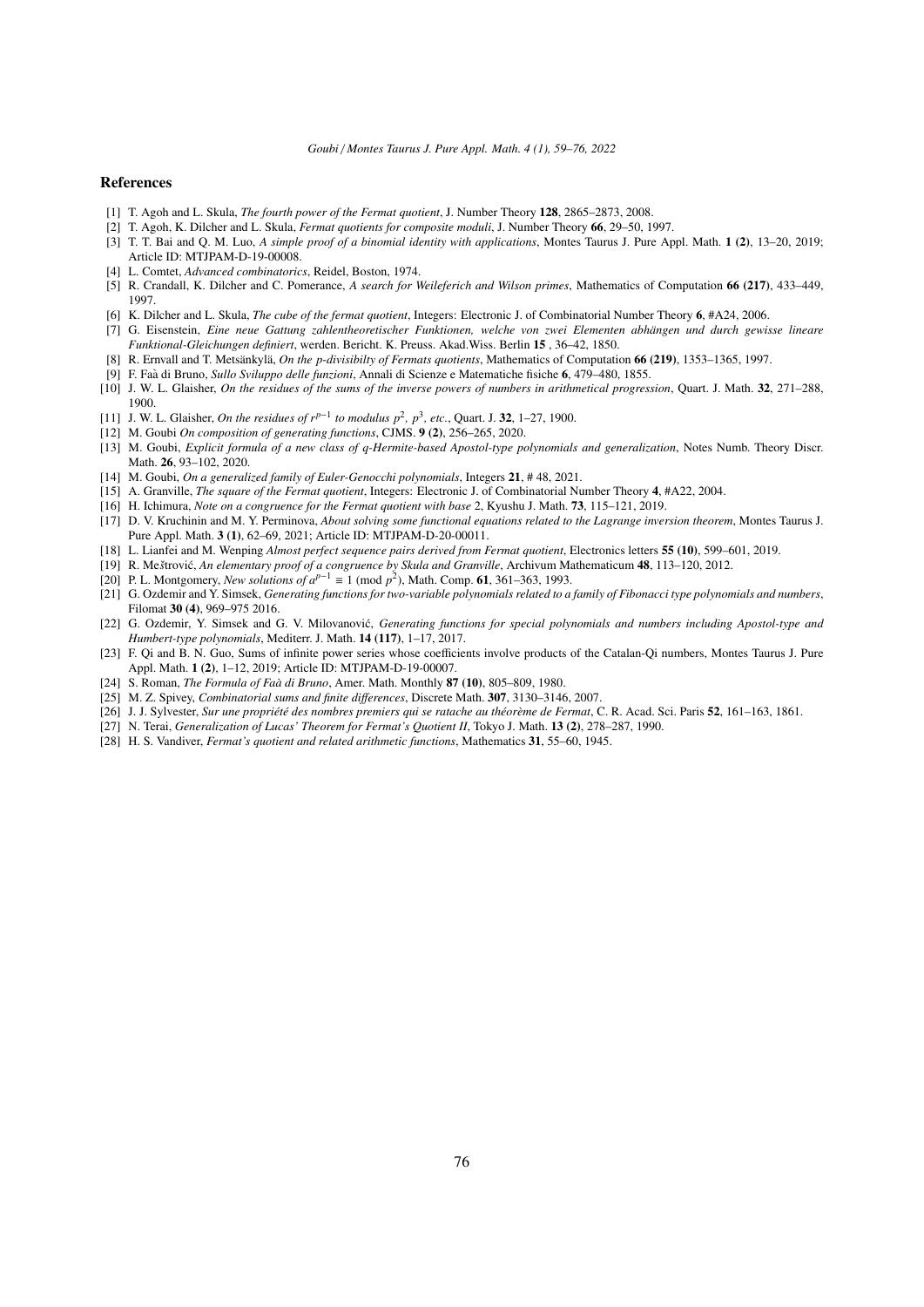## References

[1] T. Agoh and L. Skula, *The fourth power of the Fermat quotient*, J. Number Theory **128**, 2865–2873, 2008.

[2] T. Agoh, K. Dilcher and L. Skula, *Fermat quotients for composite moduli*, J. Number Theory **66**, 29–50, 1997.

[3] T. T. Bai and Q. M. Luo, *A simple proof of a binomial identity with applications*, Montes Taurus J. Pure Appl. Math. **1 (2)**, 13–20, 2019; Article ID: MTJPAM-D-19-00008.

[4] L. Comtet, *Advanced combinatorics*, Reidel, Boston, 1974.

[5] R. Crandall, K. Dilcher and C. Pomerance, *A search for Weileferich and Wilson primes*, Mathematics of Computation **66 (217)**, 433–449, 1997.

[6] K. Dilcher and L. Skula, *The cube of the fermat quotient*, Integers: Electronic J. of Combinatorial Number Theory **6**, #A24, 2006.

[7] G. Eisenstein, *Eine neue Gattung zahlentheoretischer Funktionen, welche von zwei Elementen abhängen und durch gewisse lineare Funktional-Gleichungen definiert*, werden. Bericht. K. Preuss. Akad.Wiss. Berlin **15** , 36–42, 1850.

[8] R. Ernvall and T. Metsänkylä, *On the p-divisibilty of Fermats quotients*, Mathematics of Computation **66 (219)**, 1353–1365, 1997.

[9] F. Faà di Bruno, *Sullo Sviluppo delle funzioni*, Annali di Scienze e Matematiche fisiche **6**, 479–480, 1855.

[10] J. W. L. Glaisher, *On the residues of the sums of the inverse powers of numbers in arithmetical progression*, Quart. J. Math. **32**, 271–288, 1900.

[11] J. W. L. Glaisher, *On the residues of $r^{p-1}$ to modulus $p^2$, $p^3$, etc.*, Quart. J. **32**, 1–27, 1900.

[12] M. Goubi *On composition of generating functions*, CJMS. **9 (2)**, 256–265, 2020.

[13] M. Goubi, *Explicit formula of a new class of q-Hermite-based Apostol-type polynomials and generalization*, Notes Numb. Theory Discr. Math. **26**, 93–102, 2020.

[14] M. Goubi, *On a generalized family of Euler-Genocchi polynomials*, Integers **21**, # 48, 2021.

[15] A. Granville, *The square of the Fermat quotient*, Integers: Electronic J. of Combinatorial Number Theory **4**, #A22, 2004.

[16] H. Ichimura, *Note on a congruence for the Fermat quotient with base* 2, Kyushu J. Math. **73**, 115–121, 2019.

[17] D. V. Kruchinin and M. Y. Perminova, *About solving some functional equations related to the Lagrange inversion theorem*, Montes Taurus J. Pure Appl. Math. **3 (1)**, 62–69, 2021; Article ID: MTJPAM-D-20-00011.

[18] L. Lianfei and M. Wenping *Almost perfect sequence pairs derived from Fermat quotient*, Electronics letters **55 (10)**, 599–601, 2019.

[19] R. Meštrović, *An elementary proof of a congruence by Skula and Granville*, Archivum Mathematicum **48**, 113–120, 2012.

[20] P. L. Montgomery, *New solutions of $a^{p-1} \equiv 1 \pmod{p^2}$*, Math. Comp. **61**, 361–363, 1993.

[21] G. Ozdemir and Y. Simsek, *Generating functions for two-variable polynomials related to a family of Fibonacci type polynomials and numbers*, Filomat **30 (4)**, 969–975 2016.

[22] G. Ozdemir, Y. Simsek and G. V. Milovanović, *Generating functions for special polynomials and numbers including Apostol-type and Humbert-type polynomials*, Mediterr. J. Math. **14 (117)**, 1–17, 2017.

[23] F. Qi and B. N. Guo, Sums of infinite power series whose coefficients involve products of the Catalan-Qi numbers, Montes Taurus J. Pure Appl. Math. **1 (2)**, 1–12, 2019; Article ID: MTJPAM-D-19-00007.

[24] S. Roman, *The Formula of Faà di Bruno*, Amer. Math. Monthly **87 (10)**, 805–809, 1980.

[25] M. Z. Spivey, *Combinatorial sums and finite differences*, Discrete Math. **307**, 3130–3146, 2007.

[26] J. J. Sylvester, *Sur une propriété des nombres premiers qui se ratache au théorème de Fermat*, C. R. Acad. Sci. Paris **52**, 161–163, 1861.

[27] N. Terai, *Generalization of Lucas' Theorem for Fermat's Quotient II*, Tokyo J. Math. **13 (2)**, 278–287, 1990.

[28] H. S. Vandiver, *Fermat's quotient and related arithmetic functions*, Mathematics **31**, 55–60, 1945.